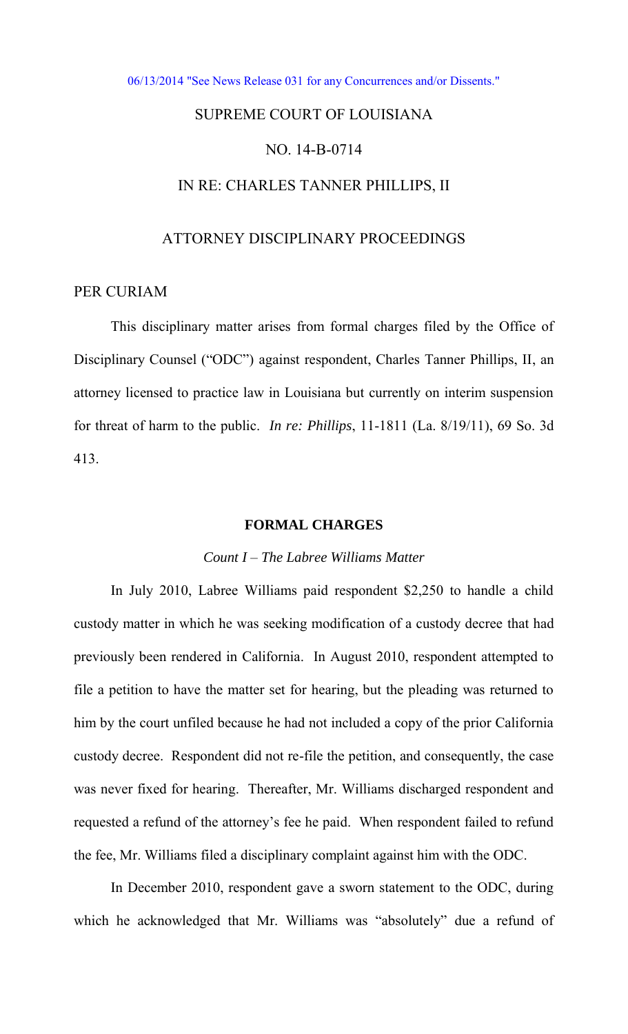06/13/2014 "See News Release 031 for any Concurrences and/or Dissents."

# SUPREME COURT OF LOUISIANA

## NO. 14-B-0714

## IN RE: CHARLES TANNER PHILLIPS, II

## ATTORNEY DISCIPLINARY PROCEEDINGS

PER CURIAM

This disciplinary matter arises from formal charges filed by the Office of Disciplinary Counsel ("ODC") against respondent, Charles Tanner Phillips, II, an attorney licensed to practice law in Louisiana but currently on interim suspension for threat of harm to the public. *In re: Phillips*, 11-1811 (La. 8/19/11), 69 So. 3d 413.

### FORMAL CHARGES

#### *Count I – The Labree Williams Matter*

In July 2010, Labree Williams paid respondent $2,250 to handle a child custody matter in which he was seeking modification of a custody decree that had previously been rendered in California. In August 2010, respondent attempted to file a petition to have the matter set for hearing, but the pleading was returned to him by the court unfiled because he had not included a copy of the prior California custody decree. Respondent did not re-file the petition, and consequently, the case was never fixed for hearing. Thereafter, Mr. Williams discharged respondent and requested a refund of the attorney's fee he paid. When respondent failed to refund the fee, Mr. Williams filed a disciplinary complaint against him with the ODC.

In December 2010, respondent gave a sworn statement to the ODC, during which he acknowledged that Mr. Williams was "absolutely" due a refund of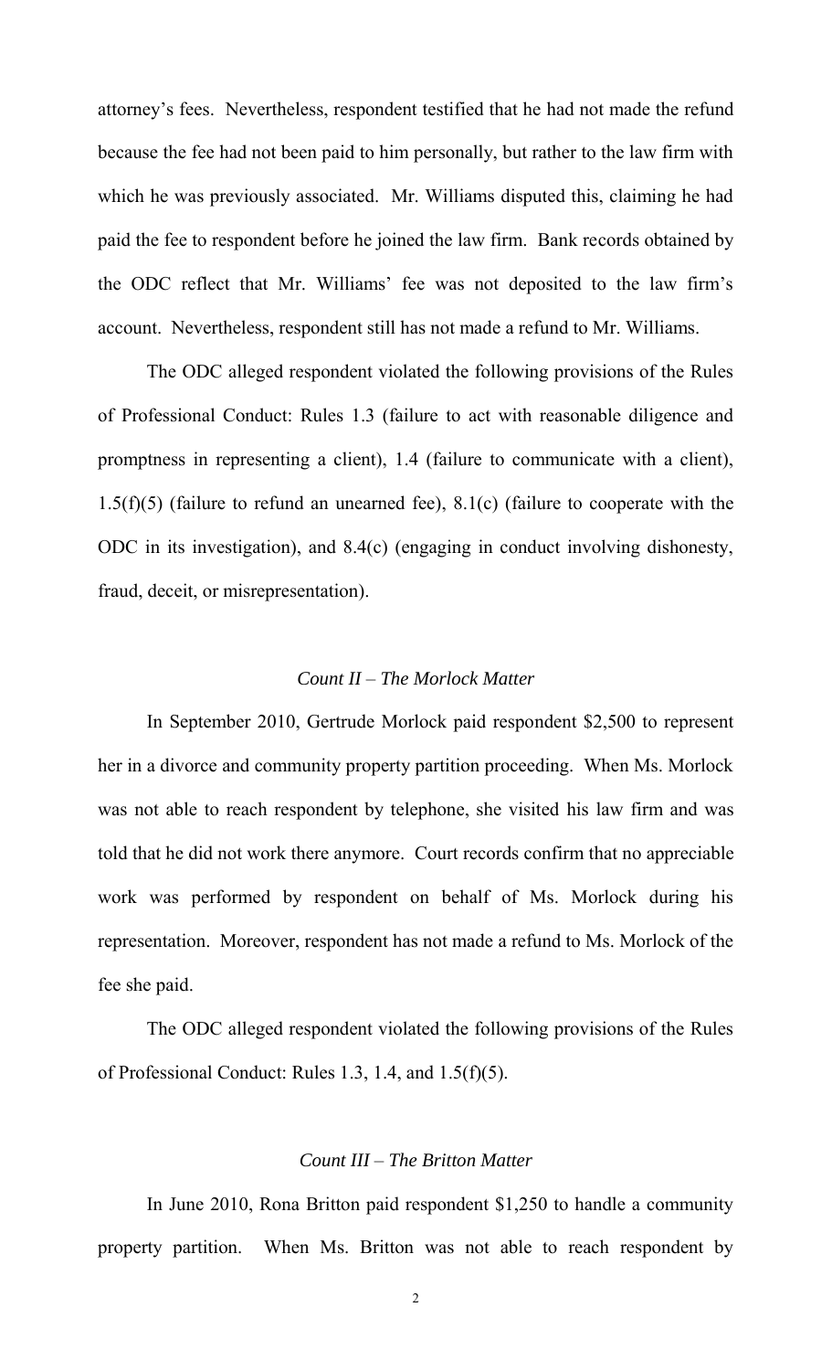attorney's fees. Nevertheless, respondent testified that he had not made the refund because the fee had not been paid to him personally, but rather to the law firm with which he was previously associated. Mr. Williams disputed this, claiming he had paid the fee to respondent before he joined the law firm. Bank records obtained by the ODC reflect that Mr. Williams' fee was not deposited to the law firm's account. Nevertheless, respondent still has not made a refund to Mr. Williams.

The ODC alleged respondent violated the following provisions of the Rules of Professional Conduct: Rules 1.3 (failure to act with reasonable diligence and promptness in representing a client), 1.4 (failure to communicate with a client), 1.5(f)(5) (failure to refund an unearned fee), 8.1(c) (failure to cooperate with the ODC in its investigation), and 8.4(c) (engaging in conduct involving dishonesty, fraud, deceit, or misrepresentation).

*Count II – The Morlock Matter*

In September 2010, Gertrude Morlock paid respondent $2,500 to represent her in a divorce and community property partition proceeding. When Ms. Morlock was not able to reach respondent by telephone, she visited his law firm and was told that he did not work there anymore. Court records confirm that no appreciable work was performed by respondent on behalf of Ms. Morlock during his representation. Moreover, respondent has not made a refund to Ms. Morlock of the fee she paid.

The ODC alleged respondent violated the following provisions of the Rules of Professional Conduct: Rules 1.3, 1.4, and 1.5(f)(5).

*Count III – The Britton Matter*

In June 2010, Rona Britton paid respondent $1,250 to handle a community property partition. When Ms. Britton was not able to reach respondent by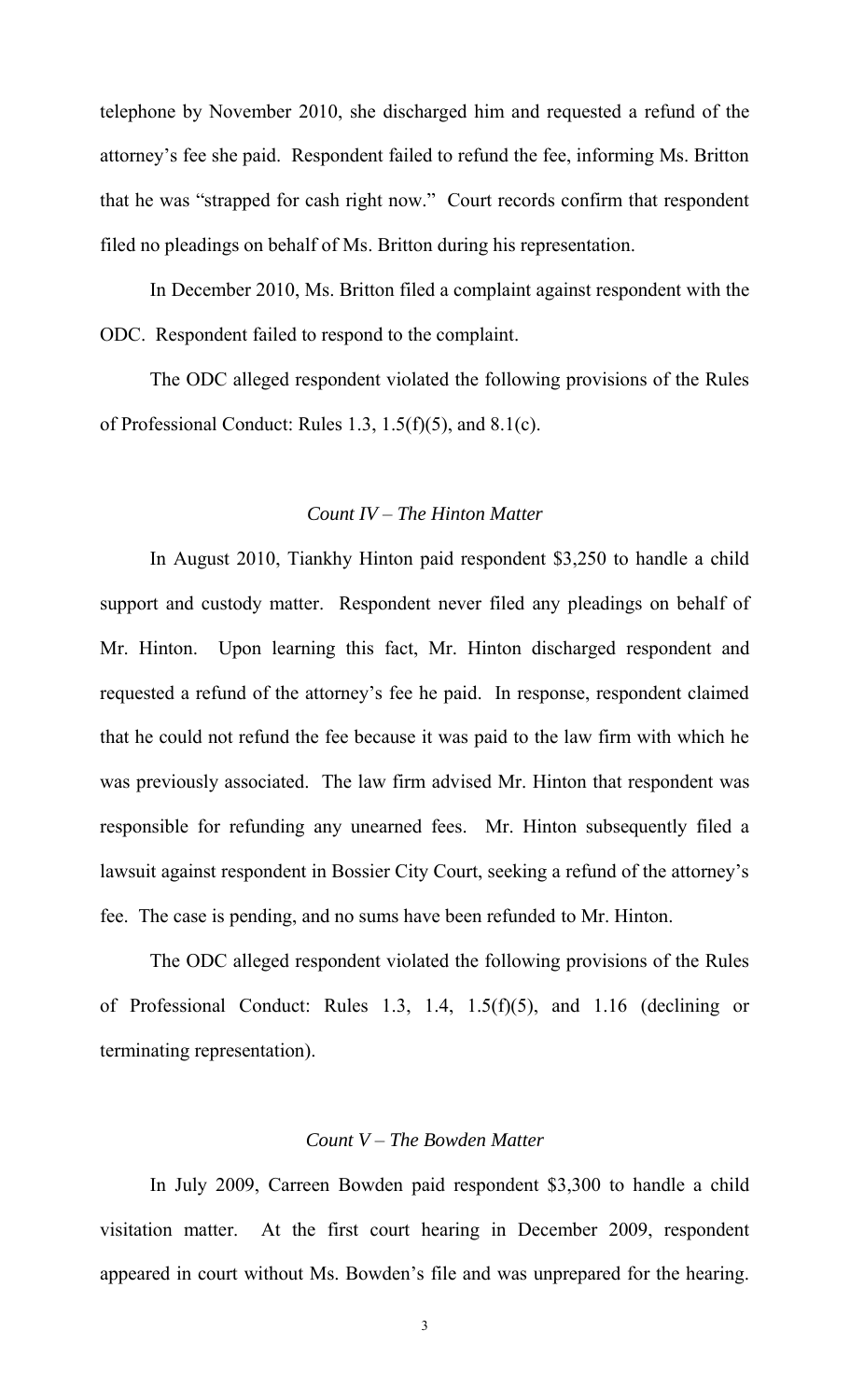telephone by November 2010, she discharged him and requested a refund of the attorney's fee she paid. Respondent failed to refund the fee, informing Ms. Britton that he was "strapped for cash right now." Court records confirm that respondent filed no pleadings on behalf of Ms. Britton during his representation.

In December 2010, Ms. Britton filed a complaint against respondent with the ODC. Respondent failed to respond to the complaint.

The ODC alleged respondent violated the following provisions of the Rules of Professional Conduct: Rules 1.3, 1.5(f)(5), and 8.1(c).

### *Count IV – The Hinton Matter*

In August 2010, Tiankhy Hinton paid respondent $3,250 to handle a child support and custody matter. Respondent never filed any pleadings on behalf of Mr. Hinton. Upon learning this fact, Mr. Hinton discharged respondent and requested a refund of the attorney's fee he paid. In response, respondent claimed that he could not refund the fee because it was paid to the law firm with which he was previously associated. The law firm advised Mr. Hinton that respondent was responsible for refunding any unearned fees. Mr. Hinton subsequently filed a lawsuit against respondent in Bossier City Court, seeking a refund of the attorney's fee. The case is pending, and no sums have been refunded to Mr. Hinton.

The ODC alleged respondent violated the following provisions of the Rules of Professional Conduct: Rules 1.3, 1.4, 1.5(f)(5), and 1.16 (declining or terminating representation).

### *Count V – The Bowden Matter*

In July 2009, Carreen Bowden paid respondent $3,300 to handle a child visitation matter. At the first court hearing in December 2009, respondent appeared in court without Ms. Bowden's file and was unprepared for the hearing.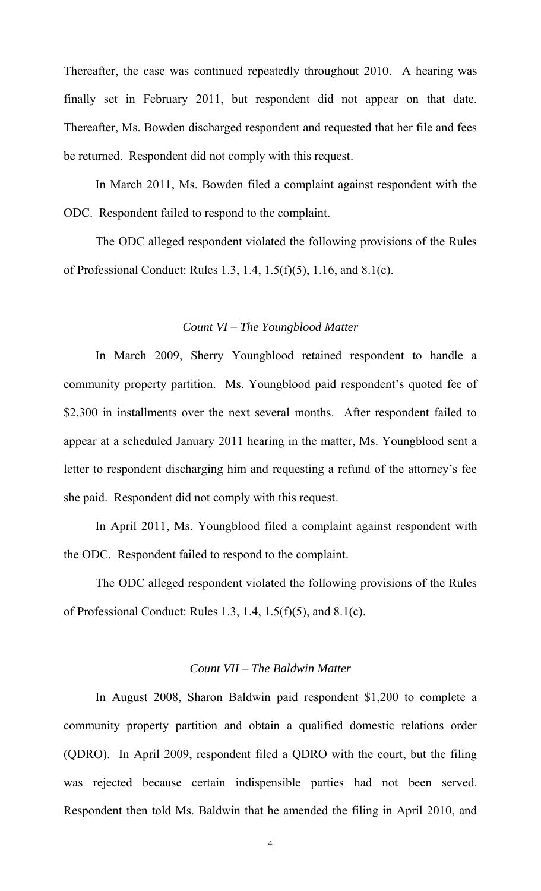Thereafter, the case was continued repeatedly throughout 2010. A hearing was finally set in February 2011, but respondent did not appear on that date. Thereafter, Ms. Bowden discharged respondent and requested that her file and fees be returned. Respondent did not comply with this request.

In March 2011, Ms. Bowden filed a complaint against respondent with the ODC. Respondent failed to respond to the complaint.

The ODC alleged respondent violated the following provisions of the Rules of Professional Conduct: Rules 1.3, 1.4, 1.5(f)(5), 1.16, and 8.1(c).

*Count VI – The Youngblood Matter*

In March 2009, Sherry Youngblood retained respondent to handle a community property partition. Ms. Youngblood paid respondent's quoted fee of $2,300 in installments over the next several months. After respondent failed to appear at a scheduled January 2011 hearing in the matter, Ms. Youngblood sent a letter to respondent discharging him and requesting a refund of the attorney's fee she paid. Respondent did not comply with this request.

In April 2011, Ms. Youngblood filed a complaint against respondent with the ODC. Respondent failed to respond to the complaint.

The ODC alleged respondent violated the following provisions of the Rules of Professional Conduct: Rules 1.3, 1.4, 1.5(f)(5), and 8.1(c).

*Count VII – The Baldwin Matter*

In August 2008, Sharon Baldwin paid respondent $1,200 to complete a community property partition and obtain a qualified domestic relations order (QDRO). In April 2009, respondent filed a QDRO with the court, but the filing was rejected because certain indispensible parties had not been served. Respondent then told Ms. Baldwin that he amended the filing in April 2010, and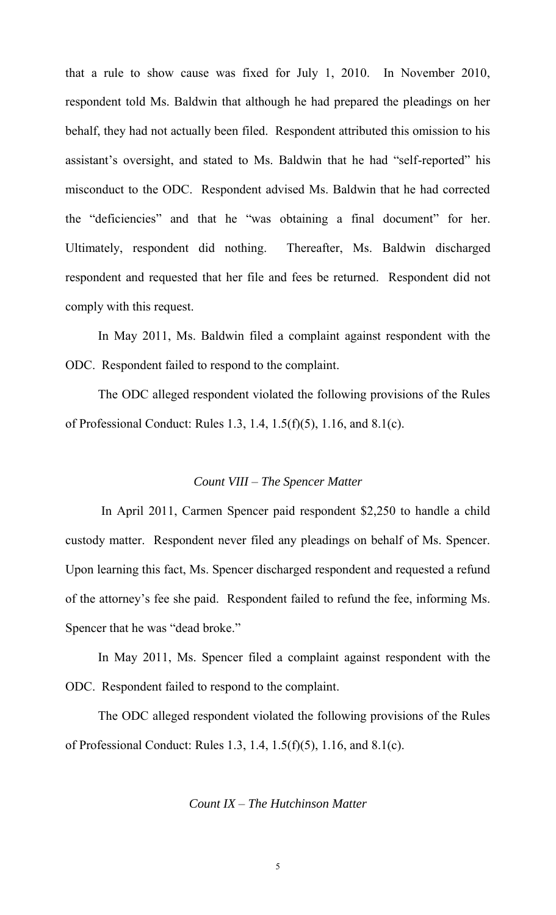that a rule to show cause was fixed for July 1, 2010. In November 2010, respondent told Ms. Baldwin that although he had prepared the pleadings on her behalf, they had not actually been filed. Respondent attributed this omission to his assistant's oversight, and stated to Ms. Baldwin that he had "self-reported" his misconduct to the ODC. Respondent advised Ms. Baldwin that he had corrected the "deficiencies" and that he "was obtaining a final document" for her. Ultimately, respondent did nothing. Thereafter, Ms. Baldwin discharged respondent and requested that her file and fees be returned. Respondent did not comply with this request.

In May 2011, Ms. Baldwin filed a complaint against respondent with the ODC. Respondent failed to respond to the complaint.

The ODC alleged respondent violated the following provisions of the Rules of Professional Conduct: Rules 1.3, 1.4, 1.5(f)(5), 1.16, and 8.1(c).

*Count VIII – The Spencer Matter*

In April 2011, Carmen Spencer paid respondent $2,250 to handle a child custody matter. Respondent never filed any pleadings on behalf of Ms. Spencer. Upon learning this fact, Ms. Spencer discharged respondent and requested a refund of the attorney's fee she paid. Respondent failed to refund the fee, informing Ms. Spencer that he was "dead broke."

In May 2011, Ms. Spencer filed a complaint against respondent with the ODC. Respondent failed to respond to the complaint.

The ODC alleged respondent violated the following provisions of the Rules of Professional Conduct: Rules 1.3, 1.4, 1.5(f)(5), 1.16, and 8.1(c).

*Count IX – The Hutchinson Matter*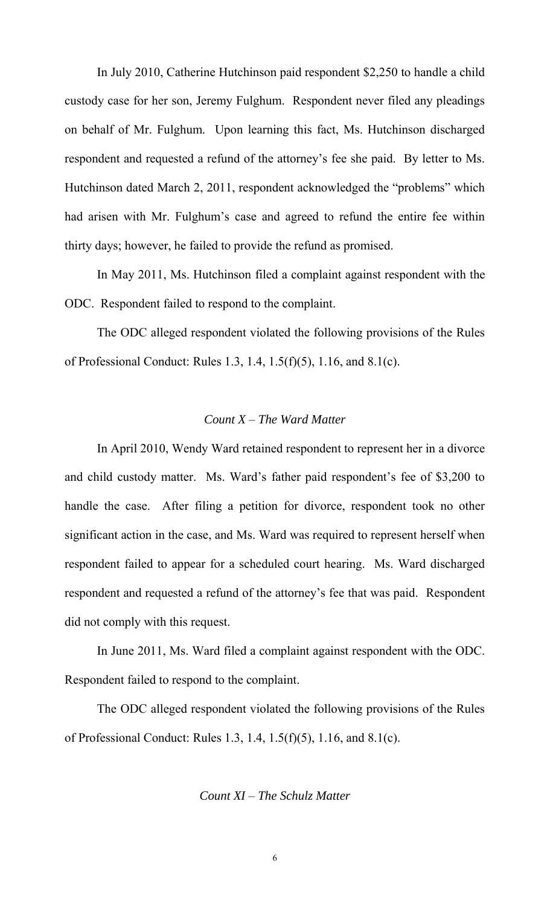In July 2010, Catherine Hutchinson paid respondent $2,250 to handle a child custody case for her son, Jeremy Fulghum. Respondent never filed any pleadings on behalf of Mr. Fulghum. Upon learning this fact, Ms. Hutchinson discharged respondent and requested a refund of the attorney's fee she paid. By letter to Ms. Hutchinson dated March 2, 2011, respondent acknowledged the "problems" which had arisen with Mr. Fulghum's case and agreed to refund the entire fee within thirty days; however, he failed to provide the refund as promised.

In May 2011, Ms. Hutchinson filed a complaint against respondent with the ODC. Respondent failed to respond to the complaint.

The ODC alleged respondent violated the following provisions of the Rules of Professional Conduct: Rules 1.3, 1.4, 1.5(f)(5), 1.16, and 8.1(c).

*Count X – The Ward Matter*

In April 2010, Wendy Ward retained respondent to represent her in a divorce and child custody matter. Ms. Ward's father paid respondent's fee of $3,200 to handle the case. After filing a petition for divorce, respondent took no other significant action in the case, and Ms. Ward was required to represent herself when respondent failed to appear for a scheduled court hearing. Ms. Ward discharged respondent and requested a refund of the attorney's fee that was paid. Respondent did not comply with this request.

In June 2011, Ms. Ward filed a complaint against respondent with the ODC. Respondent failed to respond to the complaint.

The ODC alleged respondent violated the following provisions of the Rules of Professional Conduct: Rules 1.3, 1.4, 1.5(f)(5), 1.16, and 8.1(c).

*Count XI – The Schulz Matter*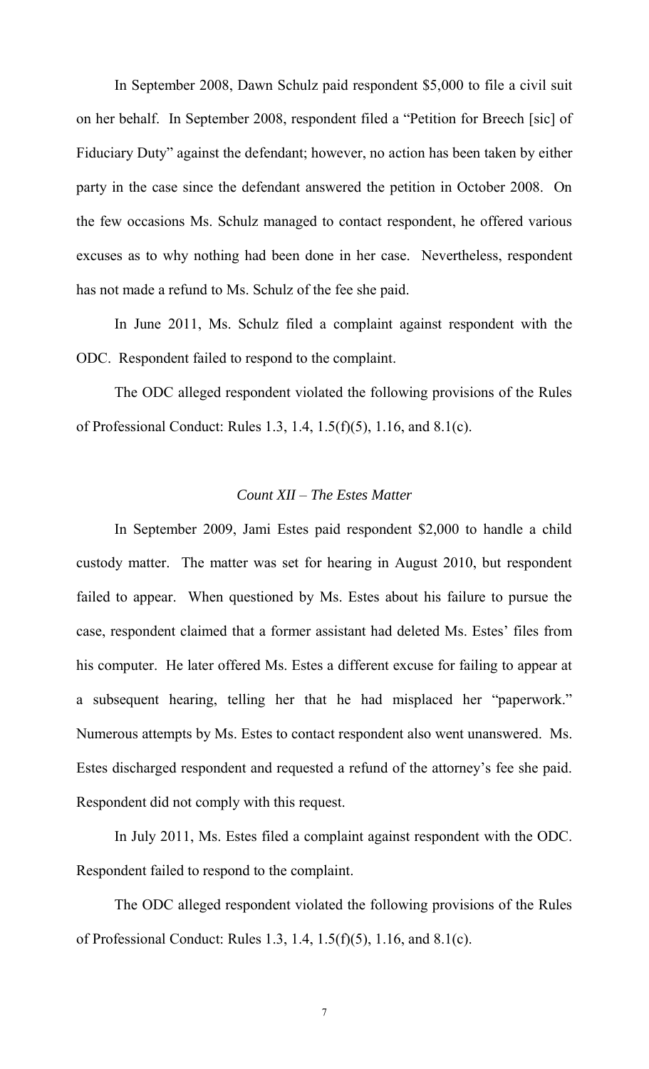In September 2008, Dawn Schulz paid respondent $5,000 to file a civil suit on her behalf. In September 2008, respondent filed a "Petition for Breech [sic] of Fiduciary Duty" against the defendant; however, no action has been taken by either party in the case since the defendant answered the petition in October 2008. On the few occasions Ms. Schulz managed to contact respondent, he offered various excuses as to why nothing had been done in her case. Nevertheless, respondent has not made a refund to Ms. Schulz of the fee she paid.

In June 2011, Ms. Schulz filed a complaint against respondent with the ODC. Respondent failed to respond to the complaint.

The ODC alleged respondent violated the following provisions of the Rules of Professional Conduct: Rules 1.3, 1.4, 1.5(f)(5), 1.16, and 8.1(c).

### *Count XII – The Estes Matter*

In September 2009, Jami Estes paid respondent $2,000 to handle a child custody matter. The matter was set for hearing in August 2010, but respondent failed to appear. When questioned by Ms. Estes about his failure to pursue the case, respondent claimed that a former assistant had deleted Ms. Estes' files from his computer. He later offered Ms. Estes a different excuse for failing to appear at a subsequent hearing, telling her that he had misplaced her "paperwork." Numerous attempts by Ms. Estes to contact respondent also went unanswered. Ms. Estes discharged respondent and requested a refund of the attorney's fee she paid. Respondent did not comply with this request.

In July 2011, Ms. Estes filed a complaint against respondent with the ODC. Respondent failed to respond to the complaint.

The ODC alleged respondent violated the following provisions of the Rules of Professional Conduct: Rules 1.3, 1.4, 1.5(f)(5), 1.16, and 8.1(c).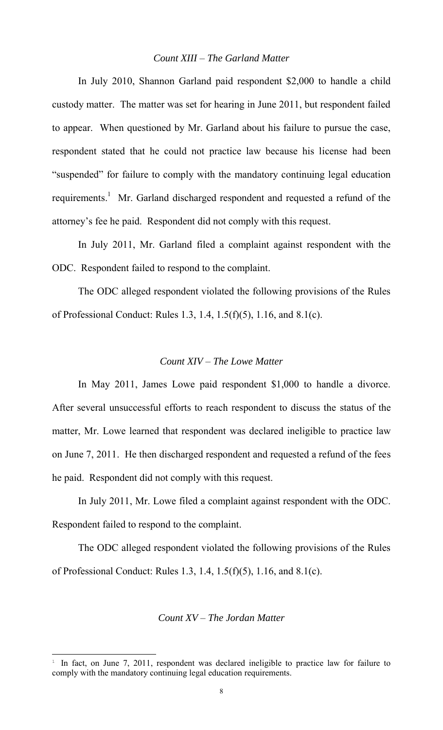*Count XIII – The Garland Matter*

In July 2010, Shannon Garland paid respondent $2,000 to handle a child custody matter. The matter was set for hearing in June 2011, but respondent failed to appear. When questioned by Mr. Garland about his failure to pursue the case, respondent stated that he could not practice law because his license had been "suspended" for failure to comply with the mandatory continuing legal education requirements.[1] Mr. Garland discharged respondent and requested a refund of the attorney's fee he paid. Respondent did not comply with this request.

In July 2011, Mr. Garland filed a complaint against respondent with the ODC. Respondent failed to respond to the complaint.

The ODC alleged respondent violated the following provisions of the Rules of Professional Conduct: Rules 1.3, 1.4, 1.5(f)(5), 1.16, and 8.1(c).

*Count XIV – The Lowe Matter*

In May 2011, James Lowe paid respondent $1,000 to handle a divorce. After several unsuccessful efforts to reach respondent to discuss the status of the matter, Mr. Lowe learned that respondent was declared ineligible to practice law on June 7, 2011. He then discharged respondent and requested a refund of the fees he paid. Respondent did not comply with this request.

In July 2011, Mr. Lowe filed a complaint against respondent with the ODC. Respondent failed to respond to the complaint.

The ODC alleged respondent violated the following provisions of the Rules of Professional Conduct: Rules 1.3, 1.4, 1.5(f)(5), 1.16, and 8.1(c).

*Count XV – The Jordan Matter*

[1] In fact, on June 7, 2011, respondent was declared ineligible to practice law for failure to comply with the mandatory continuing legal education requirements.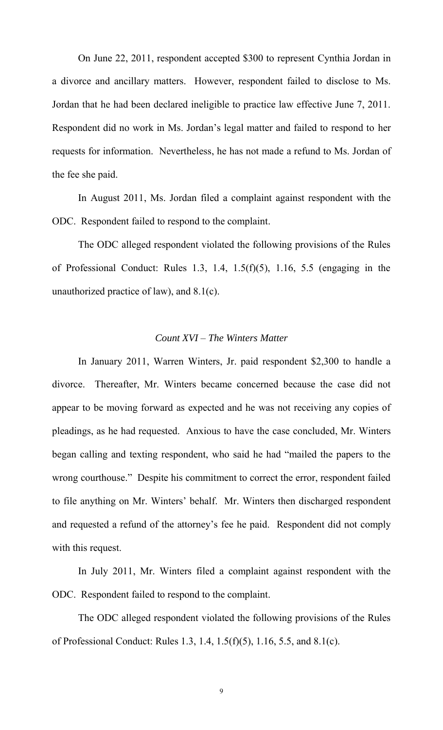On June 22, 2011, respondent accepted $300 to represent Cynthia Jordan in a divorce and ancillary matters. However, respondent failed to disclose to Ms. Jordan that he had been declared ineligible to practice law effective June 7, 2011. Respondent did no work in Ms. Jordan's legal matter and failed to respond to her requests for information. Nevertheless, he has not made a refund to Ms. Jordan of the fee she paid.

In August 2011, Ms. Jordan filed a complaint against respondent with the ODC. Respondent failed to respond to the complaint.

The ODC alleged respondent violated the following provisions of the Rules of Professional Conduct: Rules 1.3, 1.4, 1.5(f)(5), 1.16, 5.5 (engaging in the unauthorized practice of law), and 8.1(c).

*Count XVI – The Winters Matter*

In January 2011, Warren Winters, Jr. paid respondent $2,300 to handle a divorce. Thereafter, Mr. Winters became concerned because the case did not appear to be moving forward as expected and he was not receiving any copies of pleadings, as he had requested. Anxious to have the case concluded, Mr. Winters began calling and texting respondent, who said he had "mailed the papers to the wrong courthouse." Despite his commitment to correct the error, respondent failed to file anything on Mr. Winters' behalf. Mr. Winters then discharged respondent and requested a refund of the attorney's fee he paid. Respondent did not comply with this request.

In July 2011, Mr. Winters filed a complaint against respondent with the ODC. Respondent failed to respond to the complaint.

The ODC alleged respondent violated the following provisions of the Rules of Professional Conduct: Rules 1.3, 1.4, 1.5(f)(5), 1.16, 5.5, and 8.1(c).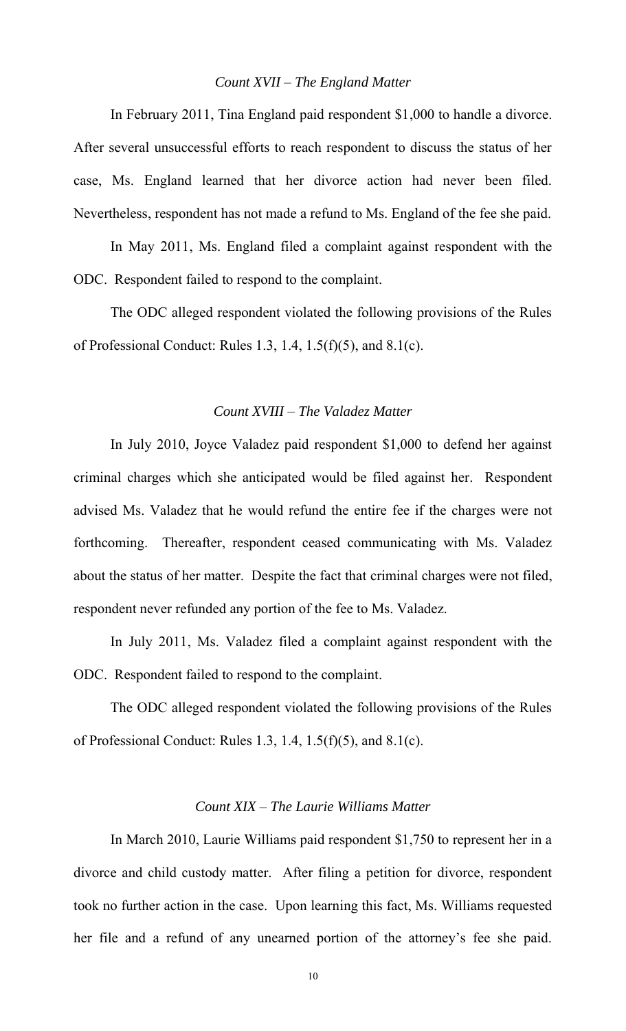*Count XVII – The England Matter*

In February 2011, Tina England paid respondent $1,000 to handle a divorce. After several unsuccessful efforts to reach respondent to discuss the status of her case, Ms. England learned that her divorce action had never been filed. Nevertheless, respondent has not made a refund to Ms. England of the fee she paid.

In May 2011, Ms. England filed a complaint against respondent with the ODC. Respondent failed to respond to the complaint.

The ODC alleged respondent violated the following provisions of the Rules of Professional Conduct: Rules 1.3, 1.4, 1.5(f)(5), and 8.1(c).

*Count XVIII – The Valadez Matter*

In July 2010, Joyce Valadez paid respondent $1,000 to defend her against criminal charges which she anticipated would be filed against her. Respondent advised Ms. Valadez that he would refund the entire fee if the charges were not forthcoming. Thereafter, respondent ceased communicating with Ms. Valadez about the status of her matter. Despite the fact that criminal charges were not filed, respondent never refunded any portion of the fee to Ms. Valadez.

In July 2011, Ms. Valadez filed a complaint against respondent with the ODC. Respondent failed to respond to the complaint.

The ODC alleged respondent violated the following provisions of the Rules of Professional Conduct: Rules 1.3, 1.4, 1.5(f)(5), and 8.1(c).

*Count XIX – The Laurie Williams Matter*

In March 2010, Laurie Williams paid respondent $1,750 to represent her in a divorce and child custody matter. After filing a petition for divorce, respondent took no further action in the case. Upon learning this fact, Ms. Williams requested her file and a refund of any unearned portion of the attorney's fee she paid.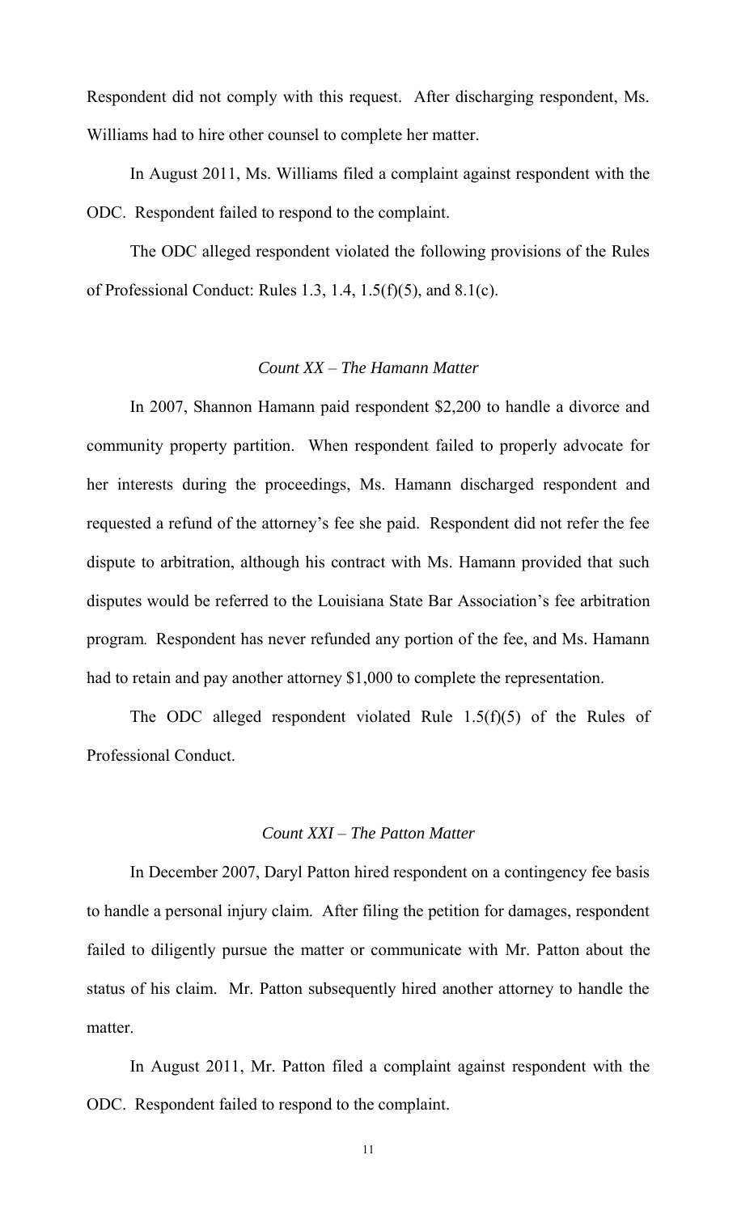Respondent did not comply with this request. After discharging respondent, Ms. Williams had to hire other counsel to complete her matter.

In August 2011, Ms. Williams filed a complaint against respondent with the ODC. Respondent failed to respond to the complaint.

The ODC alleged respondent violated the following provisions of the Rules of Professional Conduct: Rules 1.3, 1.4, 1.5(f)(5), and 8.1(c).

### *Count XX – The Hamann Matter*

In 2007, Shannon Hamann paid respondent $2,200 to handle a divorce and community property partition. When respondent failed to properly advocate for her interests during the proceedings, Ms. Hamann discharged respondent and requested a refund of the attorney's fee she paid. Respondent did not refer the fee dispute to arbitration, although his contract with Ms. Hamann provided that such disputes would be referred to the Louisiana State Bar Association's fee arbitration program. Respondent has never refunded any portion of the fee, and Ms. Hamann had to retain and pay another attorney $1,000 to complete the representation.

The ODC alleged respondent violated Rule 1.5(f)(5) of the Rules of Professional Conduct.

### *Count XXI – The Patton Matter*

In December 2007, Daryl Patton hired respondent on a contingency fee basis to handle a personal injury claim. After filing the petition for damages, respondent failed to diligently pursue the matter or communicate with Mr. Patton about the status of his claim. Mr. Patton subsequently hired another attorney to handle the matter.

In August 2011, Mr. Patton filed a complaint against respondent with the ODC. Respondent failed to respond to the complaint.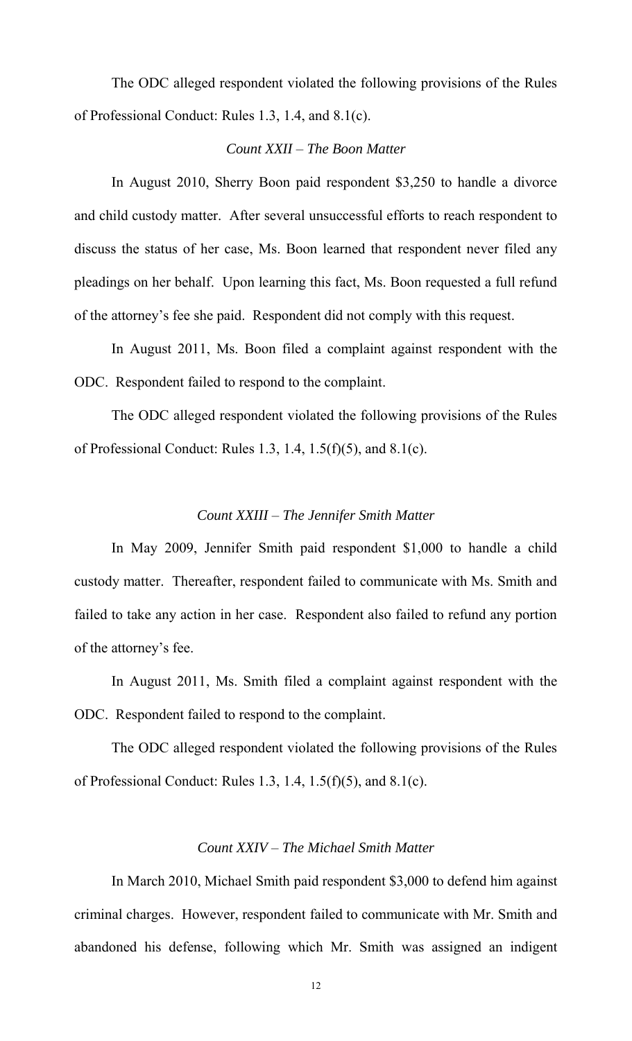The ODC alleged respondent violated the following provisions of the Rules of Professional Conduct: Rules 1.3, 1.4, and 8.1(c).

*Count XXII – The Boon Matter*

In August 2010, Sherry Boon paid respondent $3,250 to handle a divorce and child custody matter. After several unsuccessful efforts to reach respondent to discuss the status of her case, Ms. Boon learned that respondent never filed any pleadings on her behalf. Upon learning this fact, Ms. Boon requested a full refund of the attorney's fee she paid. Respondent did not comply with this request.

In August 2011, Ms. Boon filed a complaint against respondent with the ODC. Respondent failed to respond to the complaint.

The ODC alleged respondent violated the following provisions of the Rules of Professional Conduct: Rules 1.3, 1.4, 1.5(f)(5), and 8.1(c).

*Count XXIII – The Jennifer Smith Matter*

In May 2009, Jennifer Smith paid respondent $1,000 to handle a child custody matter. Thereafter, respondent failed to communicate with Ms. Smith and failed to take any action in her case. Respondent also failed to refund any portion of the attorney's fee.

In August 2011, Ms. Smith filed a complaint against respondent with the ODC. Respondent failed to respond to the complaint.

The ODC alleged respondent violated the following provisions of the Rules of Professional Conduct: Rules 1.3, 1.4, 1.5(f)(5), and 8.1(c).

*Count XXIV – The Michael Smith Matter*

In March 2010, Michael Smith paid respondent $3,000 to defend him against criminal charges. However, respondent failed to communicate with Mr. Smith and abandoned his defense, following which Mr. Smith was assigned an indigent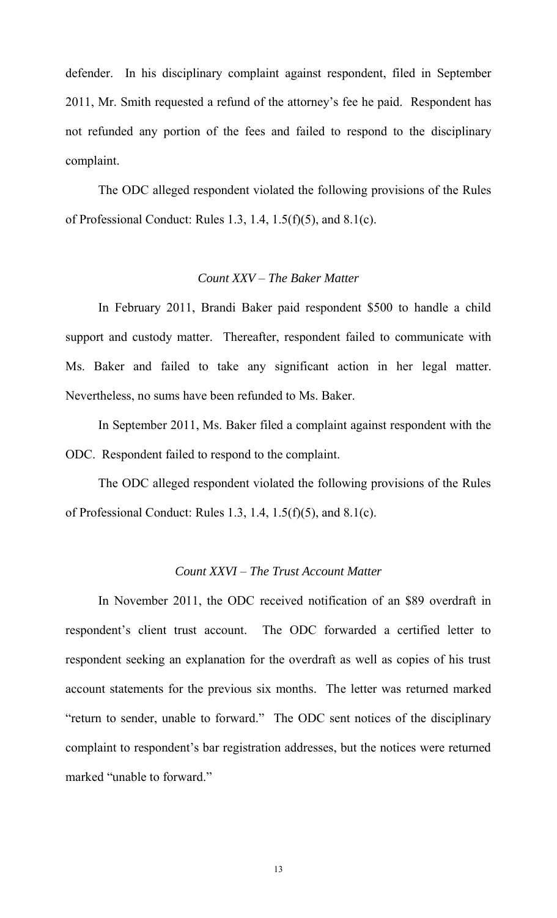defender. In his disciplinary complaint against respondent, filed in September 2011, Mr. Smith requested a refund of the attorney's fee he paid. Respondent has not refunded any portion of the fees and failed to respond to the disciplinary complaint.

The ODC alleged respondent violated the following provisions of the Rules of Professional Conduct: Rules 1.3, 1.4, 1.5(f)(5), and 8.1(c).

### *Count XXV – The Baker Matter*

In February 2011, Brandi Baker paid respondent $500 to handle a child support and custody matter. Thereafter, respondent failed to communicate with Ms. Baker and failed to take any significant action in her legal matter. Nevertheless, no sums have been refunded to Ms. Baker.

In September 2011, Ms. Baker filed a complaint against respondent with the ODC. Respondent failed to respond to the complaint.

The ODC alleged respondent violated the following provisions of the Rules of Professional Conduct: Rules 1.3, 1.4, 1.5(f)(5), and 8.1(c).

### *Count XXVI – The Trust Account Matter*

In November 2011, the ODC received notification of an $89 overdraft in respondent's client trust account. The ODC forwarded a certified letter to respondent seeking an explanation for the overdraft as well as copies of his trust account statements for the previous six months. The letter was returned marked "return to sender, unable to forward." The ODC sent notices of the disciplinary complaint to respondent's bar registration addresses, but the notices were returned marked "unable to forward."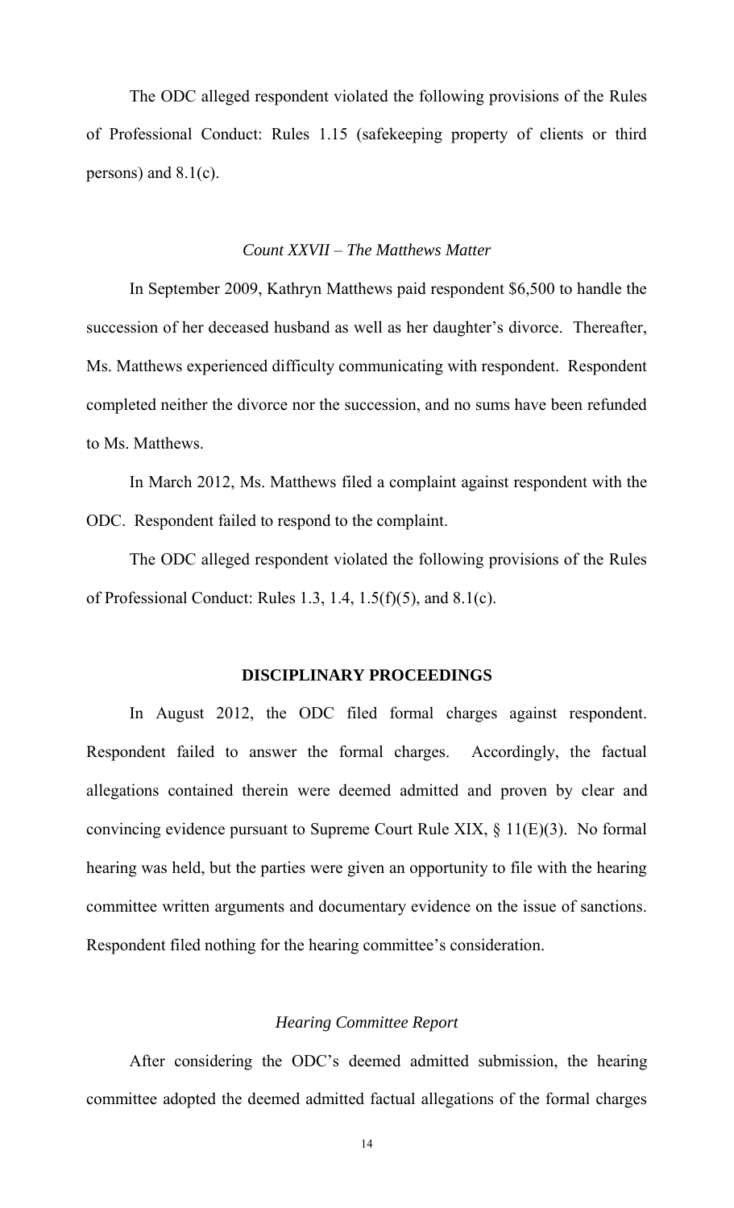The ODC alleged respondent violated the following provisions of the Rules of Professional Conduct: Rules 1.15 (safekeeping property of clients or third persons) and 8.1(c).

*Count XXVII – The Matthews Matter*

In September 2009, Kathryn Matthews paid respondent $6,500 to handle the succession of her deceased husband as well as her daughter's divorce. Thereafter, Ms. Matthews experienced difficulty communicating with respondent. Respondent completed neither the divorce nor the succession, and no sums have been refunded to Ms. Matthews.

In March 2012, Ms. Matthews filed a complaint against respondent with the ODC. Respondent failed to respond to the complaint.

The ODC alleged respondent violated the following provisions of the Rules of Professional Conduct: Rules 1.3, 1.4, 1.5(f)(5), and 8.1(c).

**DISCIPLINARY PROCEEDINGS**

In August 2012, the ODC filed formal charges against respondent. Respondent failed to answer the formal charges. Accordingly, the factual allegations contained therein were deemed admitted and proven by clear and convincing evidence pursuant to Supreme Court Rule XIX, § 11(E)(3). No formal hearing was held, but the parties were given an opportunity to file with the hearing committee written arguments and documentary evidence on the issue of sanctions. Respondent filed nothing for the hearing committee's consideration.

*Hearing Committee Report*

After considering the ODC's deemed admitted submission, the hearing committee adopted the deemed admitted factual allegations of the formal charges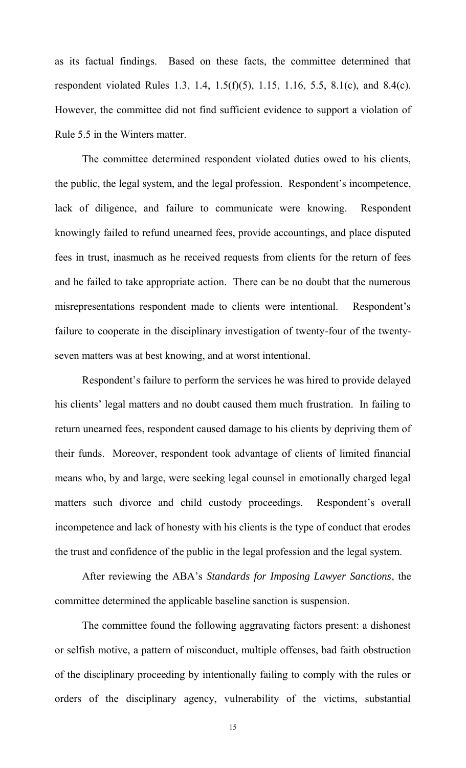as its factual findings. Based on these facts, the committee determined that respondent violated Rules 1.3, 1.4, 1.5(f)(5), 1.15, 1.16, 5.5, 8.1(c), and 8.4(c). However, the committee did not find sufficient evidence to support a violation of Rule 5.5 in the Winters matter.

The committee determined respondent violated duties owed to his clients, the public, the legal system, and the legal profession. Respondent's incompetence, lack of diligence, and failure to communicate were knowing. Respondent knowingly failed to refund unearned fees, provide accountings, and place disputed fees in trust, inasmuch as he received requests from clients for the return of fees and he failed to take appropriate action. There can be no doubt that the numerous misrepresentations respondent made to clients were intentional. Respondent's failure to cooperate in the disciplinary investigation of twenty-four of the twenty-seven matters was at best knowing, and at worst intentional.

Respondent's failure to perform the services he was hired to provide delayed his clients' legal matters and no doubt caused them much frustration. In failing to return unearned fees, respondent caused damage to his clients by depriving them of their funds. Moreover, respondent took advantage of clients of limited financial means who, by and large, were seeking legal counsel in emotionally charged legal matters such divorce and child custody proceedings. Respondent's overall incompetence and lack of honesty with his clients is the type of conduct that erodes the trust and confidence of the public in the legal profession and the legal system.

After reviewing the ABA's *Standards for Imposing Lawyer Sanctions*, the committee determined the applicable baseline sanction is suspension.

The committee found the following aggravating factors present: a dishonest or selfish motive, a pattern of misconduct, multiple offenses, bad faith obstruction of the disciplinary proceeding by intentionally failing to comply with the rules or orders of the disciplinary agency, vulnerability of the victims, substantial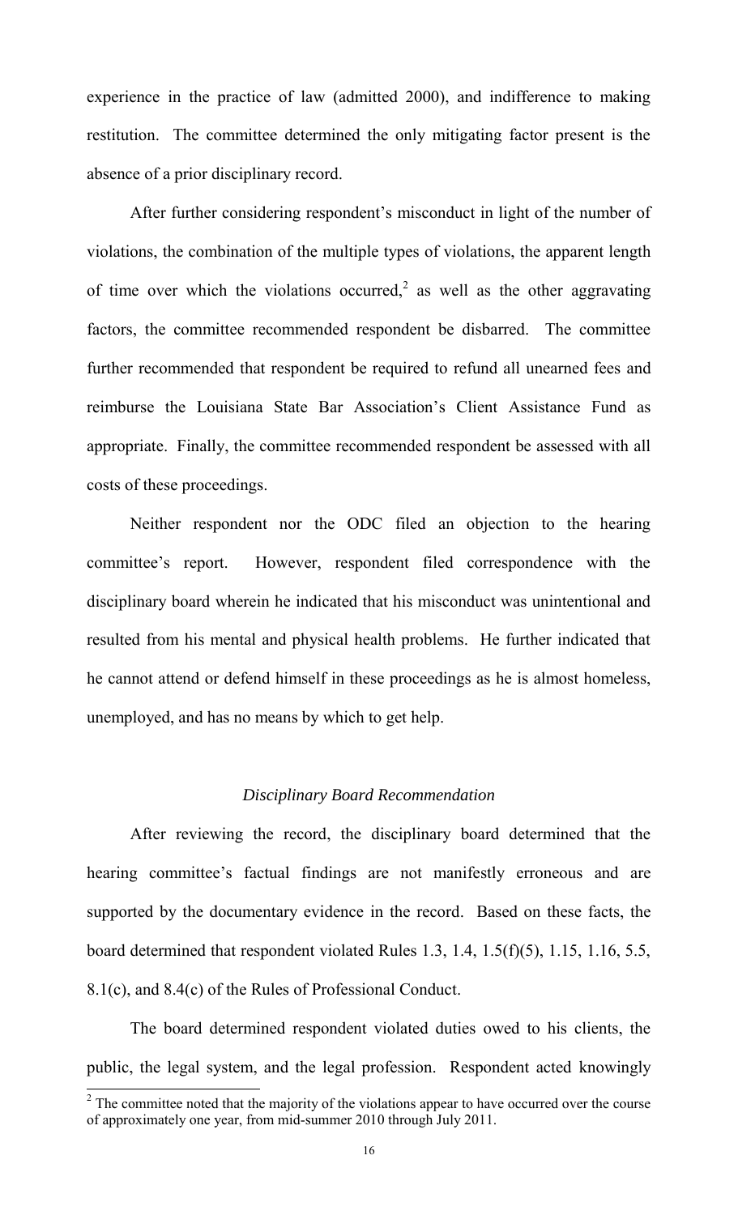experience in the practice of law (admitted 2000), and indifference to making restitution. The committee determined the only mitigating factor present is the absence of a prior disciplinary record.

After further considering respondent's misconduct in light of the number of violations, the combination of the multiple types of violations, the apparent length of time over which the violations occurred,[2] as well as the other aggravating factors, the committee recommended respondent be disbarred. The committee further recommended that respondent be required to refund all unearned fees and reimburse the Louisiana State Bar Association's Client Assistance Fund as appropriate. Finally, the committee recommended respondent be assessed with all costs of these proceedings.

Neither respondent nor the ODC filed an objection to the hearing committee's report. However, respondent filed correspondence with the disciplinary board wherein he indicated that his misconduct was unintentional and resulted from his mental and physical health problems. He further indicated that he cannot attend or defend himself in these proceedings as he is almost homeless, unemployed, and has no means by which to get help.

### *Disciplinary Board Recommendation*

After reviewing the record, the disciplinary board determined that the hearing committee's factual findings are not manifestly erroneous and are supported by the documentary evidence in the record. Based on these facts, the board determined that respondent violated Rules 1.3, 1.4, 1.5(f)(5), 1.15, 1.16, 5.5, 8.1(c), and 8.4(c) of the Rules of Professional Conduct.

The board determined respondent violated duties owed to his clients, the public, the legal system, and the legal profession. Respondent acted knowingly

---

[2] The committee noted that the majority of the violations appear to have occurred over the course of approximately one year, from mid-summer 2010 through July 2011.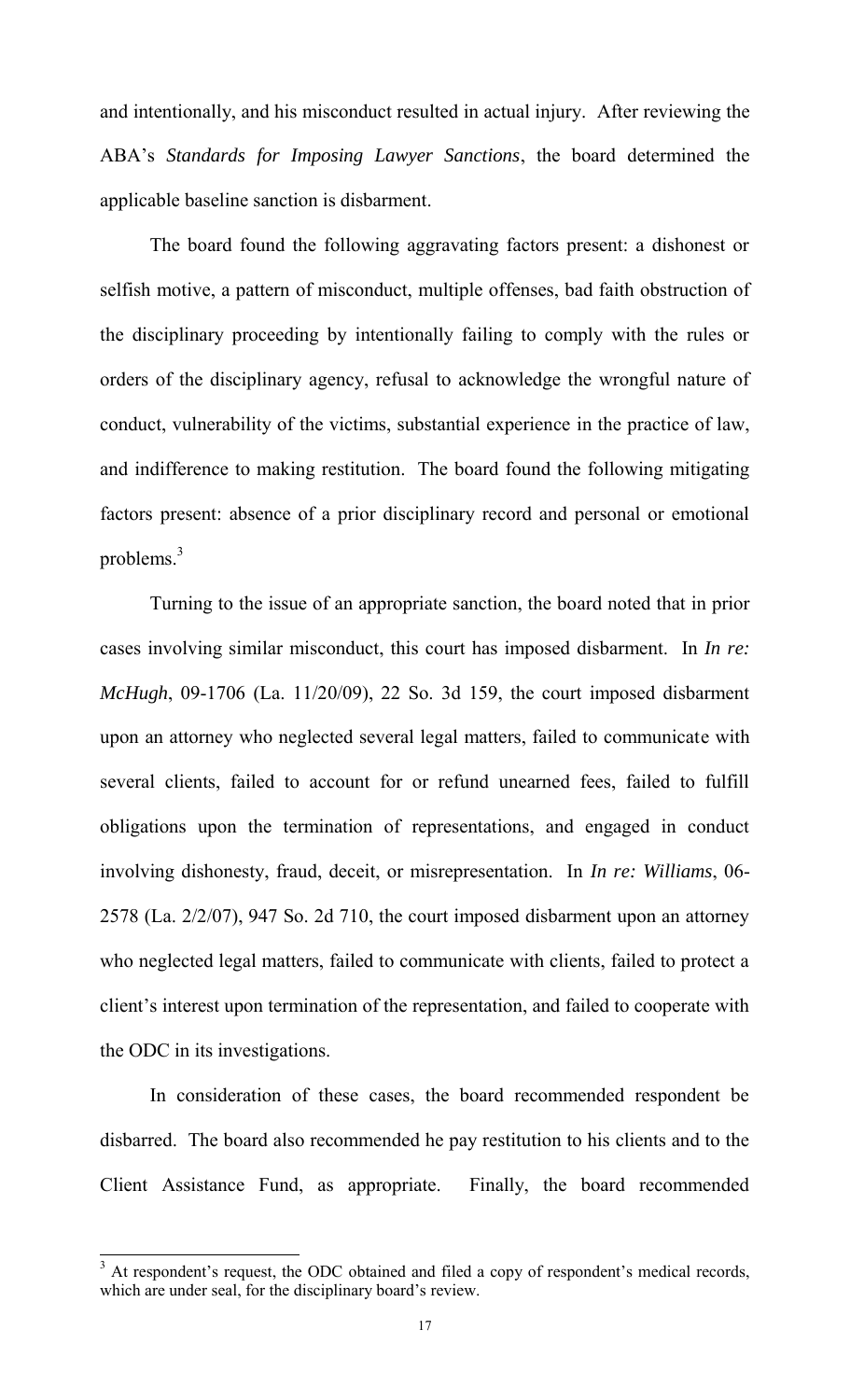and intentionally, and his misconduct resulted in actual injury. After reviewing the ABA's *Standards for Imposing Lawyer Sanctions*, the board determined the applicable baseline sanction is disbarment.

The board found the following aggravating factors present: a dishonest or selfish motive, a pattern of misconduct, multiple offenses, bad faith obstruction of the disciplinary proceeding by intentionally failing to comply with the rules or orders of the disciplinary agency, refusal to acknowledge the wrongful nature of conduct, vulnerability of the victims, substantial experience in the practice of law, and indifference to making restitution. The board found the following mitigating factors present: absence of a prior disciplinary record and personal or emotional problems.[3]

Turning to the issue of an appropriate sanction, the board noted that in prior cases involving similar misconduct, this court has imposed disbarment. In *In re: McHugh*, 09-1706 (La. 11/20/09), 22 So. 3d 159, the court imposed disbarment upon an attorney who neglected several legal matters, failed to communicate with several clients, failed to account for or refund unearned fees, failed to fulfill obligations upon the termination of representations, and engaged in conduct involving dishonesty, fraud, deceit, or misrepresentation. In *In re: Williams*, 06-2578 (La. 2/2/07), 947 So. 2d 710, the court imposed disbarment upon an attorney who neglected legal matters, failed to communicate with clients, failed to protect a client's interest upon termination of the representation, and failed to cooperate with the ODC in its investigations.

In consideration of these cases, the board recommended respondent be disbarred. The board also recommended he pay restitution to his clients and to the Client Assistance Fund, as appropriate. Finally, the board recommended

---

[3] At respondent's request, the ODC obtained and filed a copy of respondent's medical records, which are under seal, for the disciplinary board's review.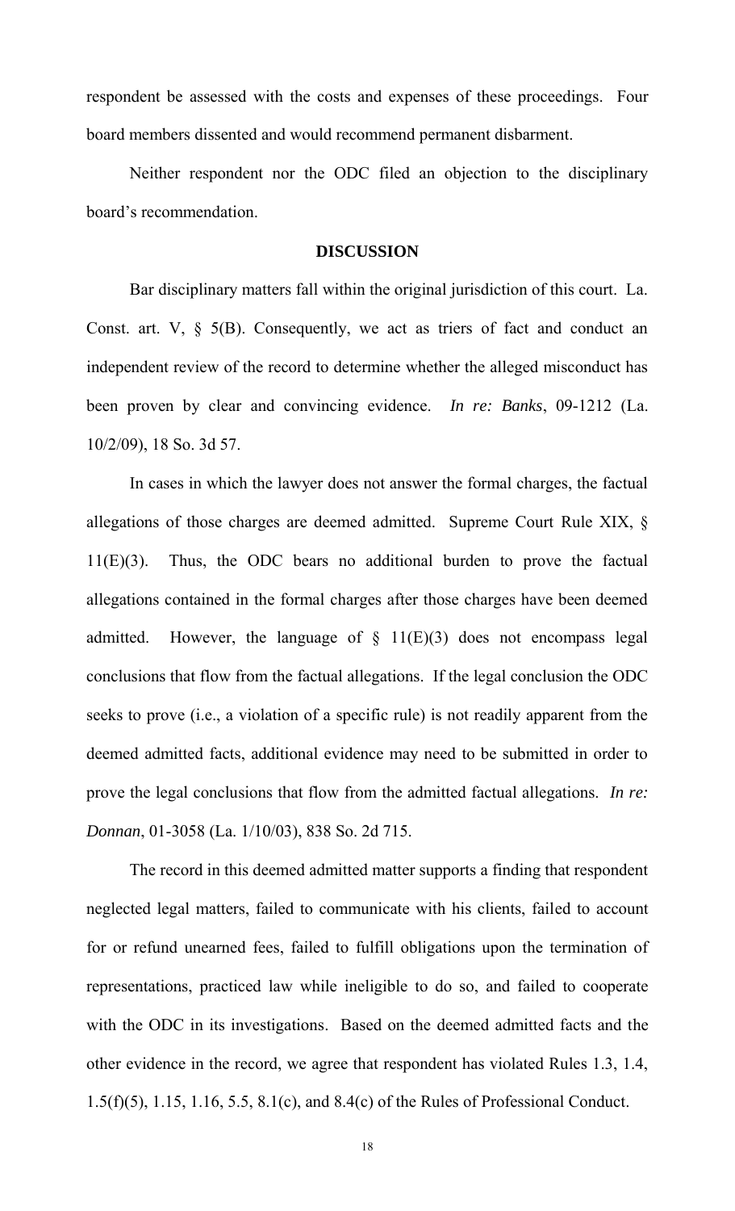respondent be assessed with the costs and expenses of these proceedings. Four board members dissented and would recommend permanent disbarment.

Neither respondent nor the ODC filed an objection to the disciplinary board's recommendation.

## DISCUSSION

Bar disciplinary matters fall within the original jurisdiction of this court. La. Const. art. V, § 5(B). Consequently, we act as triers of fact and conduct an independent review of the record to determine whether the alleged misconduct has been proven by clear and convincing evidence. *In re: Banks*, 09-1212 (La. 10/2/09), 18 So. 3d 57.

In cases in which the lawyer does not answer the formal charges, the factual allegations of those charges are deemed admitted. Supreme Court Rule XIX, § 11(E)(3). Thus, the ODC bears no additional burden to prove the factual allegations contained in the formal charges after those charges have been deemed admitted. However, the language of § 11(E)(3) does not encompass legal conclusions that flow from the factual allegations. If the legal conclusion the ODC seeks to prove (i.e., a violation of a specific rule) is not readily apparent from the deemed admitted facts, additional evidence may need to be submitted in order to prove the legal conclusions that flow from the admitted factual allegations. *In re: Donnan*, 01-3058 (La. 1/10/03), 838 So. 2d 715.

The record in this deemed admitted matter supports a finding that respondent neglected legal matters, failed to communicate with his clients, failed to account for or refund unearned fees, failed to fulfill obligations upon the termination of representations, practiced law while ineligible to do so, and failed to cooperate with the ODC in its investigations. Based on the deemed admitted facts and the other evidence in the record, we agree that respondent has violated Rules 1.3, 1.4, 1.5(f)(5), 1.15, 1.16, 5.5, 8.1(c), and 8.4(c) of the Rules of Professional Conduct.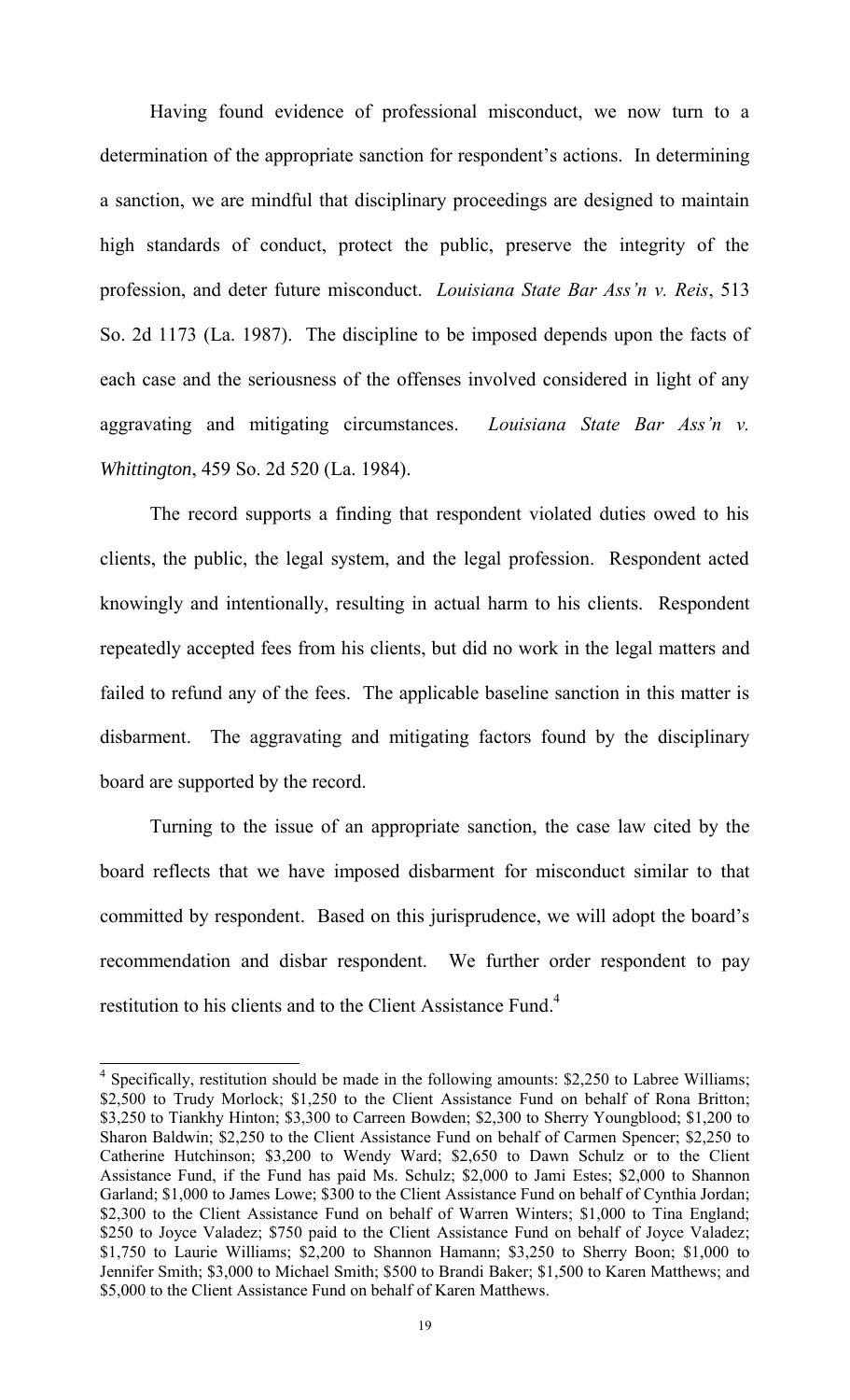Having found evidence of professional misconduct, we now turn to a determination of the appropriate sanction for respondent's actions. In determining a sanction, we are mindful that disciplinary proceedings are designed to maintain high standards of conduct, protect the public, preserve the integrity of the profession, and deter future misconduct. *Louisiana State Bar Ass'n v. Reis*, 513 So. 2d 1173 (La. 1987). The discipline to be imposed depends upon the facts of each case and the seriousness of the offenses involved considered in light of any aggravating and mitigating circumstances. *Louisiana State Bar Ass'n v. Whittington*, 459 So. 2d 520 (La. 1984).

The record supports a finding that respondent violated duties owed to his clients, the public, the legal system, and the legal profession. Respondent acted knowingly and intentionally, resulting in actual harm to his clients. Respondent repeatedly accepted fees from his clients, but did no work in the legal matters and failed to refund any of the fees. The applicable baseline sanction in this matter is disbarment. The aggravating and mitigating factors found by the disciplinary board are supported by the record.

Turning to the issue of an appropriate sanction, the case law cited by the board reflects that we have imposed disbarment for misconduct similar to that committed by respondent. Based on this jurisprudence, we will adopt the board's recommendation and disbar respondent. We further order respondent to pay restitution to his clients and to the Client Assistance Fund.[4]

[4] Specifically, restitution should be made in the following amounts: $2,250 to Labree Williams; $2,500 to Trudy Morlock; $1,250 to the Client Assistance Fund on behalf of Rona Britton; $3,250 to Tiankhy Hinton; $3,300 to Carreen Bowden; $2,300 to Sherry Youngblood; $1,200 to Sharon Baldwin; $2,250 to the Client Assistance Fund on behalf of Carmen Spencer; $2,250 to Catherine Hutchinson; $3,200 to Wendy Ward; $2,650 to Dawn Schulz or to the Client Assistance Fund, if the Fund has paid Ms. Schulz; $2,000 to Jami Estes; $2,000 to Shannon Garland; $1,000 to James Lowe; $300 to the Client Assistance Fund on behalf of Cynthia Jordan; $2,300 to the Client Assistance Fund on behalf of Warren Winters; $1,000 to Tina England; $250 to Joyce Valadez; $750 paid to the Client Assistance Fund on behalf of Joyce Valadez; $1,750 to Laurie Williams; $2,200 to Shannon Hamann; $3,250 to Sherry Boon; $1,000 to Jennifer Smith; $3,000 to Michael Smith; $500 to Brandi Baker; $1,500 to Karen Matthews; and $5,000 to the Client Assistance Fund on behalf of Karen Matthews.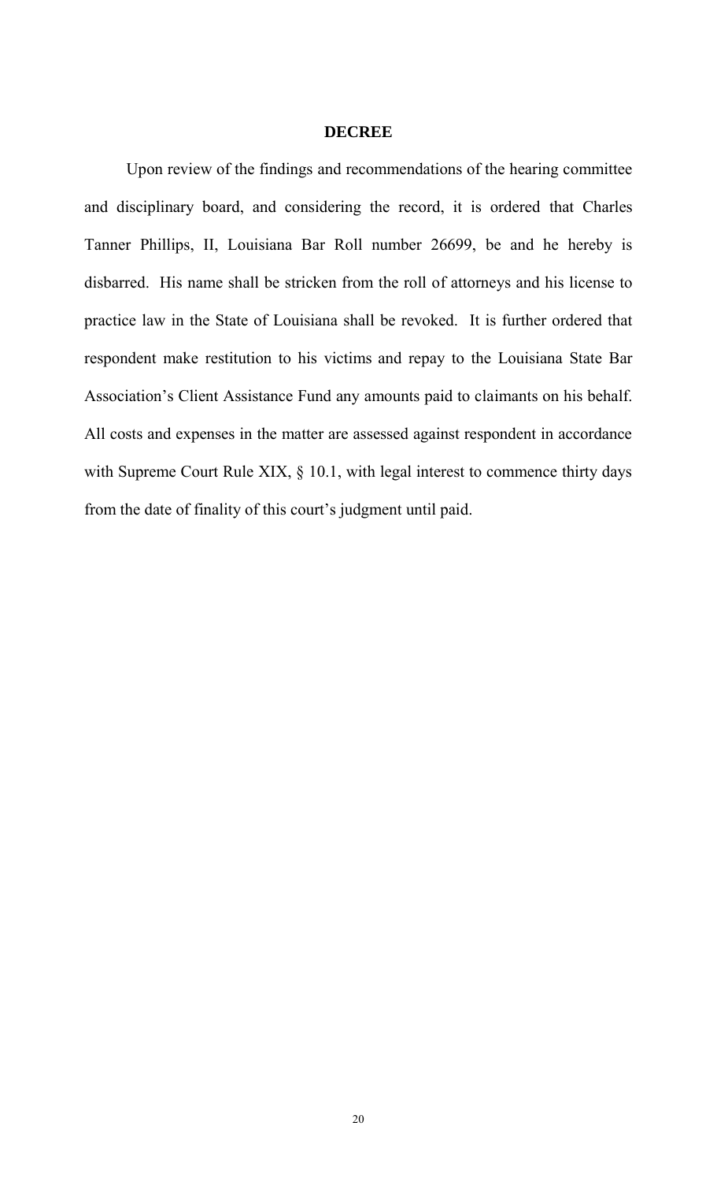## DECREE

Upon review of the findings and recommendations of the hearing committee and disciplinary board, and considering the record, it is ordered that Charles Tanner Phillips, II, Louisiana Bar Roll number 26699, be and he hereby is disbarred. His name shall be stricken from the roll of attorneys and his license to practice law in the State of Louisiana shall be revoked. It is further ordered that respondent make restitution to his victims and repay to the Louisiana State Bar Association's Client Assistance Fund any amounts paid to claimants on his behalf. All costs and expenses in the matter are assessed against respondent in accordance with Supreme Court Rule XIX, § 10.1, with legal interest to commence thirty days from the date of finality of this court's judgment until paid.